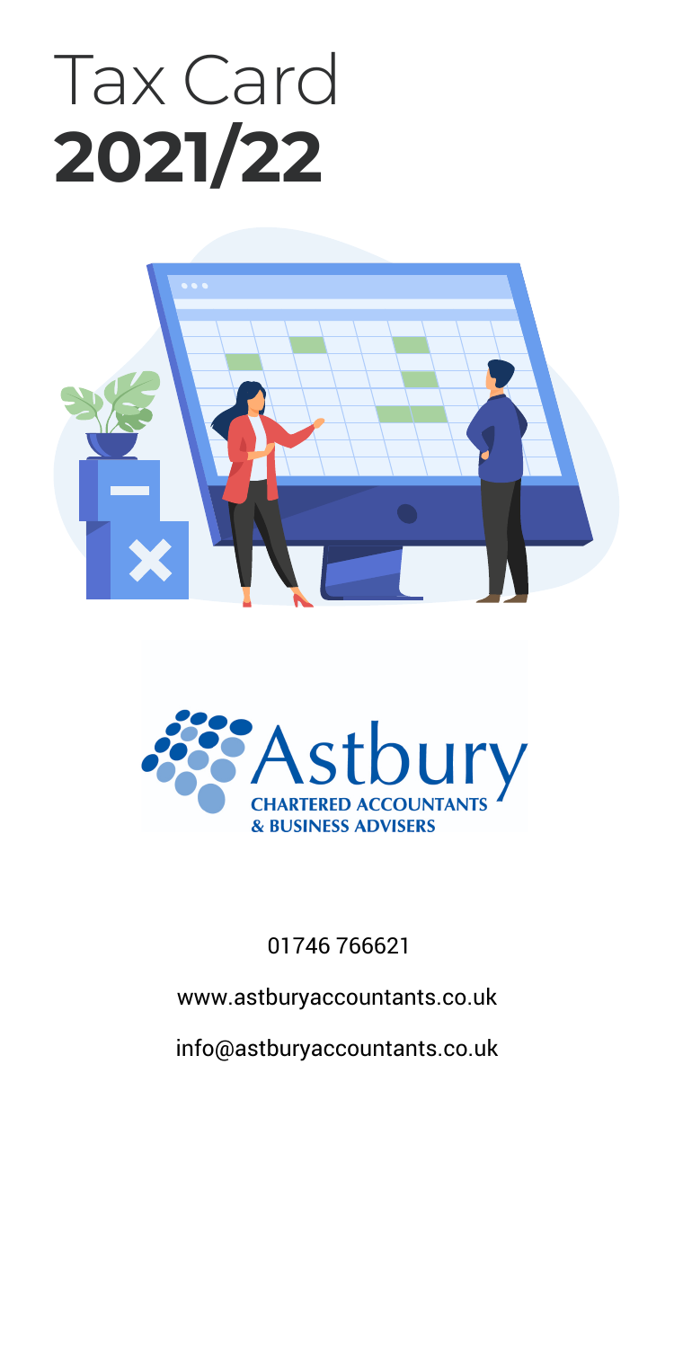# Tax Card **2021/22**

Astbury
CHARTERED ACCOUNTANTS
& BUSINESS ADVISERS

01746 766621

www.astburyaccountants.co.uk

info@astburyaccountants.co.uk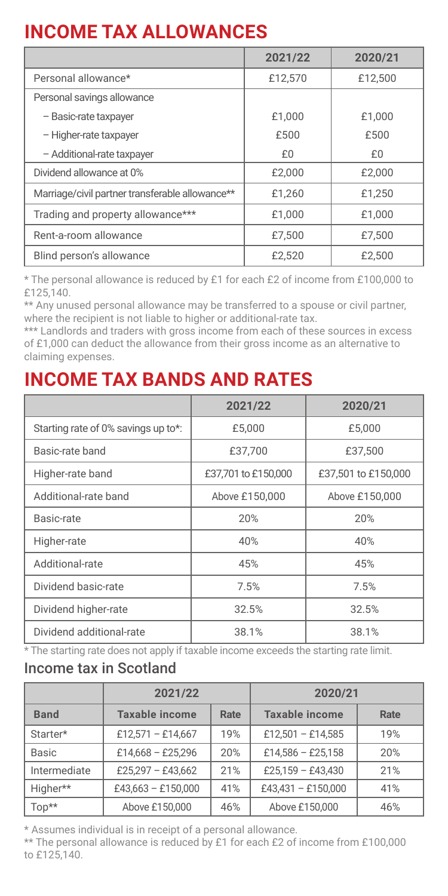# INCOME TAX ALLOWANCES

| | 2021/22 | 2020/21 |
|---|---|---|
| Personal allowance* | £12,570 | £12,500 |
| Personal savings allowance | | |
| – Basic-rate taxpayer | £1,000 | £1,000 |
| – Higher-rate taxpayer | £500 | £500 |
| – Additional-rate taxpayer | £0 | £0 |
| Dividend allowance at 0% | £2,000 | £2,000 |
| Marriage/civil partner transferable allowance** | £1,260 | £1,250 |
| Trading and property allowance*** | £1,000 | £1,000 |
| Rent-a-room allowance | £7,500 | £7,500 |
| Blind person's allowance | £2,520 | £2,500 |

\* The personal allowance is reduced by £1 for each £2 of income from £100,000 to £125,140.

\** Any unused personal allowance may be transferred to a spouse or civil partner, where the recipient is not liable to higher or additional-rate tax.

\*** Landlords and traders with gross income from each of these sources in excess of £1,000 can deduct the allowance from their gross income as an alternative to claiming expenses.

# INCOME TAX BANDS AND RATES

| | 2021/22 | 2020/21 |
|---|---|---|
| Starting rate of 0% savings up to*: | £5,000 | £5,000 |
| Basic-rate band | £37,700 | £37,500 |
| Higher-rate band | £37,701 to £150,000 | £37,501 to £150,000 |
| Additional-rate band | Above £150,000 | Above £150,000 |
| Basic-rate | 20% | 20% |
| Higher-rate | 40% | 40% |
| Additional-rate | 45% | 45% |
| Dividend basic-rate | 7.5% | 7.5% |
| Dividend higher-rate | 32.5% | 32.5% |
| Dividend additional-rate | 38.1% | 38.1% |

\* The starting rate does not apply if taxable income exceeds the starting rate limit.

## Income tax in Scotland

| | 2021/22 | | 2020/21 | |
|---|---|---|---|---|
| **Band** | **Taxable income** | **Rate** | **Taxable income** | **Rate** |
| Starter* | £12,571 – £14,667 | 19% | £12,501 – £14,585 | 19% |
| Basic | £14,668 – £25,296 | 20% | £14,586 – £25,158 | 20% |
| Intermediate | £25,297 – £43,662 | 21% | £25,159 – £43,430 | 21% |
| Higher** | £43,663 – £150,000 | 41% | £43,431 – £150,000 | 41% |
| Top** | Above £150,000 | 46% | Above £150,000 | 46% |

\* Assumes individual is in receipt of a personal allowance.

\** The personal allowance is reduced by £1 for each £2 of income from £100,000 to £125,140.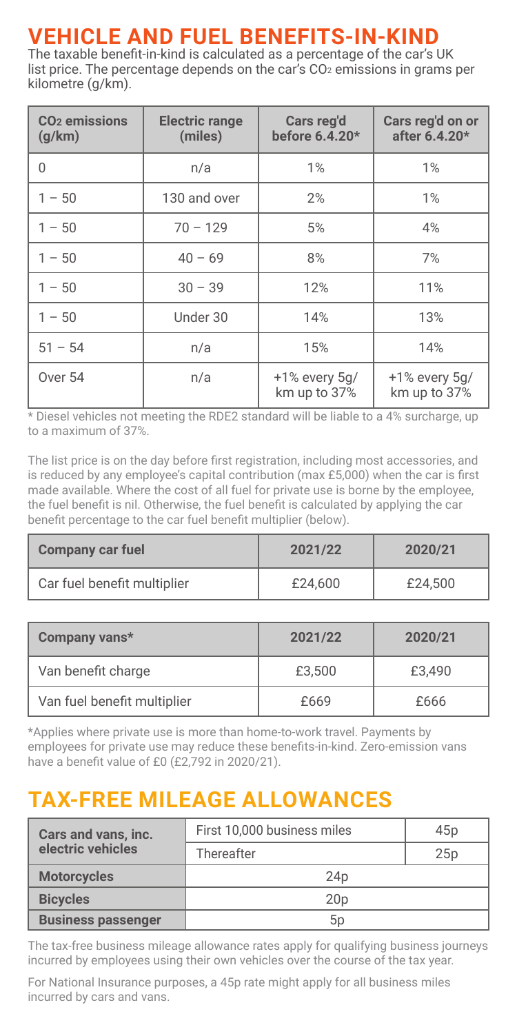# VEHICLE AND FUEL BENEFITS-IN-KIND

The taxable benefit-in-kind is calculated as a percentage of the car's UK list price. The percentage depends on the car's $CO_2$ emissions in grams per kilometre (g/km).

| $CO_2$ emissions (g/km) | Electric range (miles) | Cars reg'd before 6.4.20* | Cars reg'd on or after 6.4.20* |
|---|---|---|---|
| 0 | n/a | 1% | 1% |
| 1 – 50 | 130 and over | 2% | 1% |
| 1 – 50 | 70 – 129 | 5% | 4% |
| 1 – 50 | 40 – 69 | 8% | 7% |
| 1 – 50 | 30 – 39 | 12% | 11% |
| 1 – 50 | Under 30 | 14% | 13% |
| 51 – 54 | n/a | 15% | 14% |
| Over 54 | n/a | +1% every 5g/km up to 37% | +1% every 5g/km up to 37% |

* Diesel vehicles not meeting the RDE2 standard will be liable to a 4% surcharge, up to a maximum of 37%.

The list price is on the day before first registration, including most accessories, and is reduced by any employee's capital contribution (max £5,000) when the car is first made available. Where the cost of all fuel for private use is borne by the employee, the fuel benefit is nil. Otherwise, the fuel benefit is calculated by applying the car benefit percentage to the car fuel benefit multiplier (below).

| Company car fuel | 2021/22 | 2020/21 |
|---|---|---|
| Car fuel benefit multiplier | £24,600 | £24,500 |

| Company vans* | 2021/22 | 2020/21 |
|---|---|---|
| Van benefit charge | £3,500 | £3,490 |
| Van fuel benefit multiplier | £669 | £666 |

*Applies where private use is more than home-to-work travel. Payments by employees for private use may reduce these benefits-in-kind. Zero-emission vans have a benefit value of £0 (£2,792 in 2020/21).

# TAX-FREE MILEAGE ALLOWANCES

| | | |
|---|---|---|
| **Cars and vans, inc. electric vehicles** | First 10,000 business miles | 45p |
| | Thereafter | 25p |
| **Motorcycles** | 24p | |
| **Bicycles** | 20p | |
| **Business passenger** | 5p | |

The tax-free business mileage allowance rates apply for qualifying business journeys incurred by employees using their own vehicles over the course of the tax year.

For National Insurance purposes, a 45p rate might apply for all business miles incurred by cars and vans.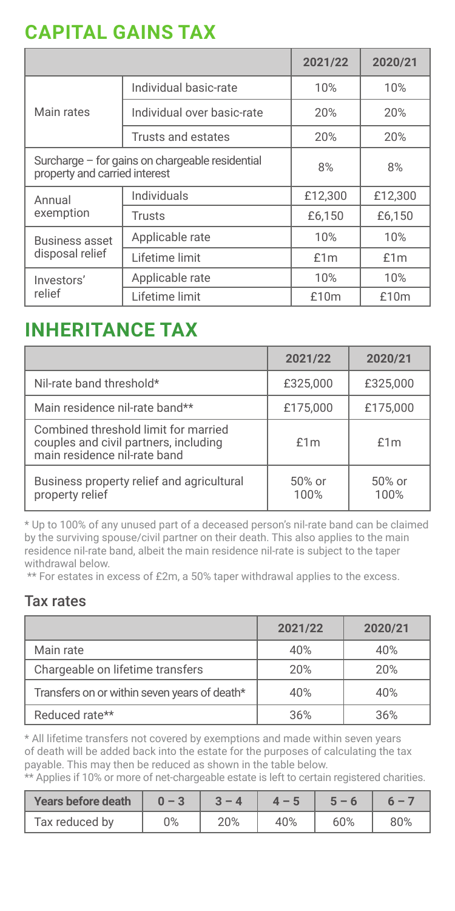# CAPITAL GAINS TAX

| | | 2021/22 | 2020/21 |
|---|---|---|---|
| Main rates | Individual basic-rate | 10% | 10% |
| | Individual over basic-rate | 20% | 20% |
| | Trusts and estates | 20% | 20% |
| Surcharge – for gains on chargeable residential property and carried interest | | 8% | 8% |
| Annual exemption | Individuals | £12,300 | £12,300 |
| | Trusts | £6,150 | £6,150 |
| Business asset disposal relief | Applicable rate | 10% | 10% |
| | Lifetime limit | £1m | £1m |
| Investors' relief | Applicable rate | 10% | 10% |
| | Lifetime limit | £10m | £10m |

# INHERITANCE TAX

| | 2021/22 | 2020/21 |
|---|---|---|
| Nil-rate band threshold* | £325,000 | £325,000 |
| Main residence nil-rate band** | £175,000 | £175,000 |
| Combined threshold limit for married couples and civil partners, including main residence nil-rate band | £1m | £1m |
| Business property relief and agricultural property relief | 50% or 100% | 50% or 100% |

* Up to 100% of any unused part of a deceased person's nil-rate band can be claimed by the surviving spouse/civil partner on their death. This also applies to the main residence nil-rate band, albeit the main residence nil-rate is subject to the taper withdrawal below.

** For estates in excess of £2m, a 50% taper withdrawal applies to the excess.

## Tax rates

| | 2021/22 | 2020/21 |
|---|---|---|
| Main rate | 40% | 40% |
| Chargeable on lifetime transfers | 20% | 20% |
| Transfers on or within seven years of death* | 40% | 40% |
| Reduced rate** | 36% | 36% |

* All lifetime transfers not covered by exemptions and made within seven years of death will be added back into the estate for the purposes of calculating the tax payable. This may then be reduced as shown in the table below.

** Applies if 10% or more of net-chargeable estate is left to certain registered charities.

| Years before death | 0 – 3 | 3 – 4 | 4 – 5 | 5 – 6 | 6 – 7 |
|---|---|---|---|---|---|
| Tax reduced by | 0% | 20% | 40% | 60% | 80% |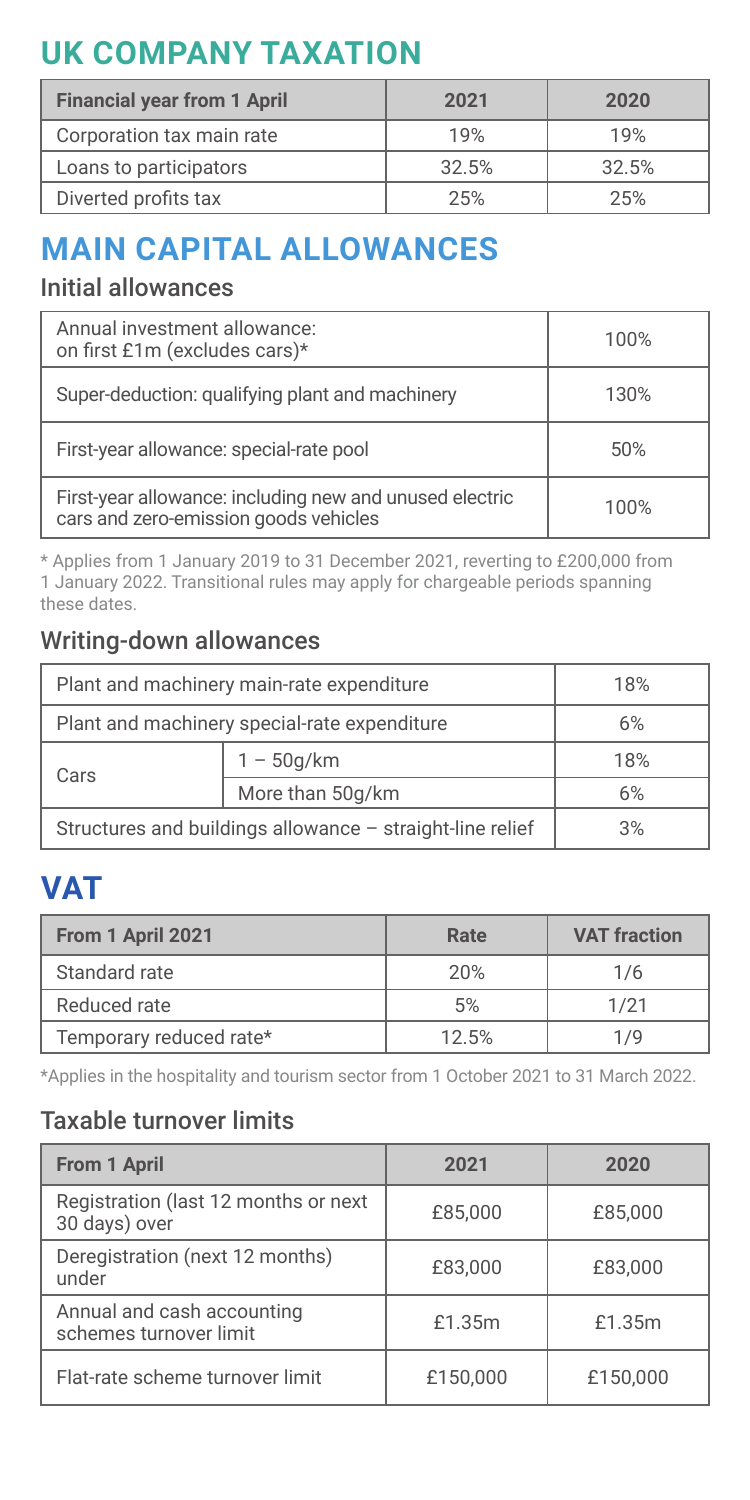# UK COMPANY TAXATION

| Financial year from 1 April | 2021 | 2020 |
| --- | --- | --- |
| Corporation tax main rate | 19% | 19% |
| Loans to participators | 32.5% | 32.5% |
| Diverted profits tax | 25% | 25% |

# MAIN CAPITAL ALLOWANCES

## Initial allowances

| Allowance | Rate |
| --- | --- |
| Annual investment allowance: on first £1m (excludes cars)* | 100% |
| Super-deduction: qualifying plant and machinery | 130% |
| First-year allowance: special-rate pool | 50% |
| First-year allowance: including new and unused electric cars and zero-emission goods vehicles | 100% |

\* Applies from 1 January 2019 to 31 December 2021, reverting to £200,000 from 1 January 2022. Transitional rules may apply for chargeable periods spanning these dates.

## Writing-down allowances

| Allowance | | Rate |
| --- | --- | --- |
| Plant and machinery main-rate expenditure | | 18% |
| Plant and machinery special-rate expenditure | | 6% |
| Cars | 1 – 50g/km | 18% |
| | More than 50g/km | 6% |
| Structures and buildings allowance – straight-line relief | | 3% |

# VAT

| From 1 April 2021 | Rate | VAT fraction |
| --- | --- | --- |
| Standard rate | 20% | 1/6 |
| Reduced rate | 5% | 1/21 |
| Temporary reduced rate* | 12.5% | 1/9 |

\*Applies in the hospitality and tourism sector from 1 October 2021 to 31 March 2022.

## Taxable turnover limits

| From 1 April | 2021 | 2020 |
| --- | --- | --- |
| Registration (last 12 months or next 30 days) over | £85,000 | £85,000 |
| Deregistration (next 12 months) under | £83,000 | £83,000 |
| Annual and cash accounting schemes turnover limit | £1.35m | £1.35m |
| Flat-rate scheme turnover limit | £150,000 | £150,000 |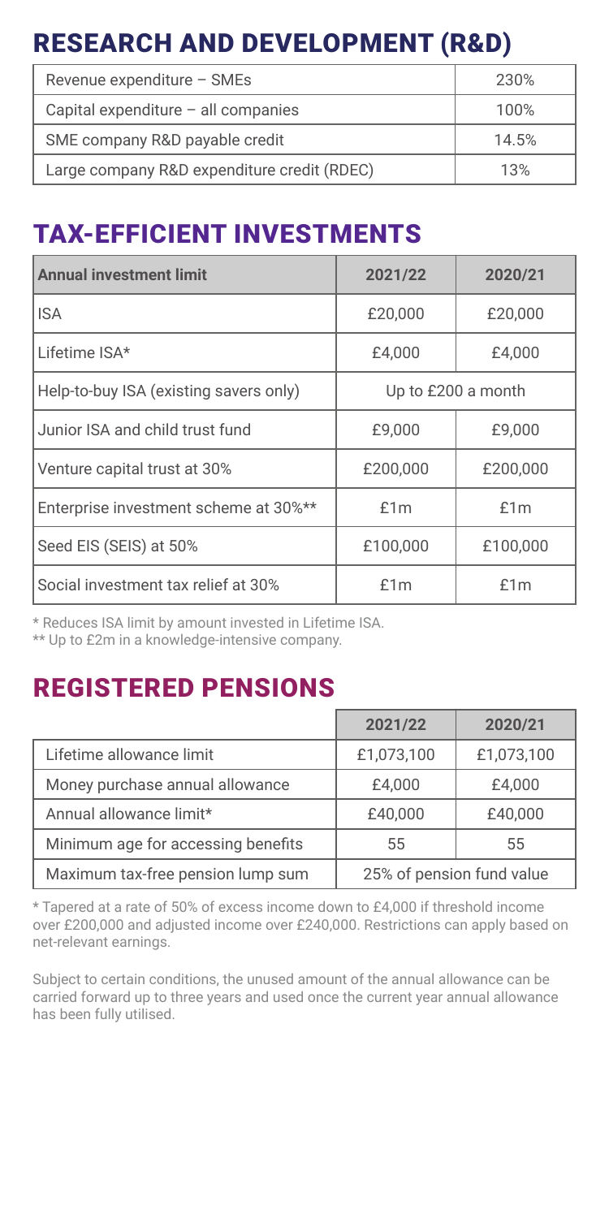# RESEARCH AND DEVELOPMENT (R&D)

| | |
|---|---|
| Revenue expenditure – SMEs | 230% |
| Capital expenditure – all companies | 100% |
| SME company R&D payable credit | 14.5% |
| Large company R&D expenditure credit (RDEC) | 13% |

# TAX-EFFICIENT INVESTMENTS

| Annual investment limit | 2021/22 | 2020/21 |
|---|---|---|
| ISA | £20,000 | £20,000 |
| Lifetime ISA* | £4,000 | £4,000 |
| Help-to-buy ISA (existing savers only) | Up to £200 a month | |
| Junior ISA and child trust fund | £9,000 | £9,000 |
| Venture capital trust at 30% | £200,000 | £200,000 |
| Enterprise investment scheme at 30%** | £1m | £1m |
| Seed EIS (SEIS) at 50% | £100,000 | £100,000 |
| Social investment tax relief at 30% | £1m | £1m |

\* Reduces ISA limit by amount invested in Lifetime ISA.

** Up to £2m in a knowledge-intensive company.

# REGISTERED PENSIONS

| | 2021/22 | 2020/21 |
|---|---|---|
| Lifetime allowance limit | £1,073,100 | £1,073,100 |
| Money purchase annual allowance | £4,000 | £4,000 |
| Annual allowance limit* | £40,000 | £40,000 |
| Minimum age for accessing benefits | 55 | 55 |
| Maximum tax-free pension lump sum | 25% of pension fund value | |

\* Tapered at a rate of 50% of excess income down to £4,000 if threshold income over £200,000 and adjusted income over £240,000. Restrictions can apply based on net-relevant earnings.

Subject to certain conditions, the unused amount of the annual allowance can be carried forward up to three years and used once the current year annual allowance has been fully utilised.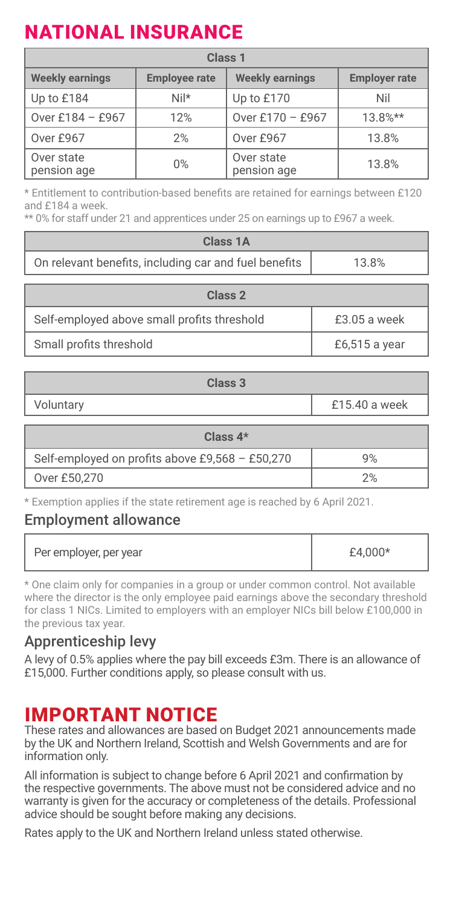# NATIONAL INSURANCE

| Class 1 | | | |
|---|---|---|---|
| **Weekly earnings** | **Employee rate** | **Weekly earnings** | **Employer rate** |
| Up to £184 | Nil* | Up to £170 | Nil |
| Over £184 – £967 | 12% | Over £170 – £967 | 13.8%** |
| Over £967 | 2% | Over £967 | 13.8% |
| Over state pension age | 0% | Over state pension age | 13.8% |

\* Entitlement to contribution-based benefits are retained for earnings between £120 and £184 a week.

\*\* 0% for staff under 21 and apprentices under 25 on earnings up to £967 a week.

| Class 1A | |
|---|---|
| On relevant benefits, including car and fuel benefits | 13.8% |

| Class 2 | |
|---|---|
| Self-employed above small profits threshold | £3.05 a week |
| Small profits threshold | £6,515 a year |

| Class 3 | |
|---|---|
| Voluntary | £15.40 a week |

| Class 4* | |
|---|---|
| Self-employed on profits above £9,568 – £50,270 | 9% |
| Over £50,270 | 2% |

\* Exemption applies if the state retirement age is reached by 6 April 2021.

## Employment allowance

| | |
|---|---|
| Per employer, per year | £4,000* |

\* One claim only for companies in a group or under common control. Not available where the director is the only employee paid earnings above the secondary threshold for class 1 NICs. Limited to employers with an employer NICs bill below £100,000 in the previous tax year.

## Apprenticeship levy

A levy of 0.5% applies where the pay bill exceeds £3m. There is an allowance of £15,000. Further conditions apply, so please consult with us.

# IMPORTANT NOTICE

These rates and allowances are based on Budget 2021 announcements made by the UK and Northern Ireland, Scottish and Welsh Governments and are for information only.

All information is subject to change before 6 April 2021 and confirmation by the respective governments. The above must not be considered advice and no warranty is given for the accuracy or completeness of the details. Professional advice should be sought before making any decisions.

Rates apply to the UK and Northern Ireland unless stated otherwise.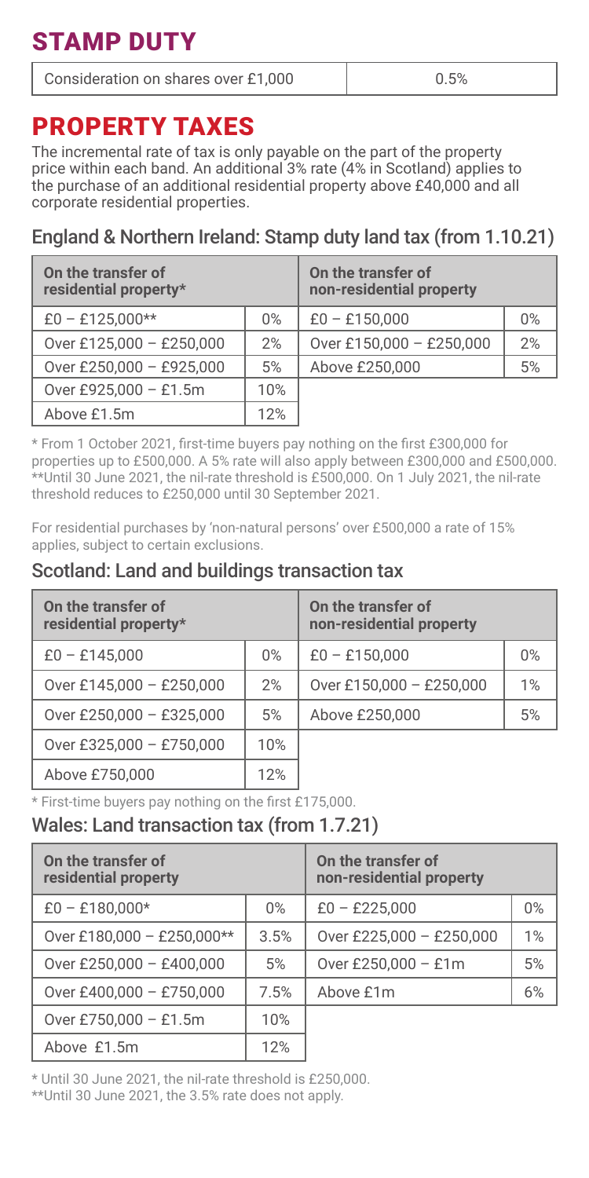# STAMP DUTY

| | |
|---|---|
| Consideration on shares over £1,000 | 0.5% |

# PROPERTY TAXES

The incremental rate of tax is only payable on the part of the property price within each band. An additional 3% rate (4% in Scotland) applies to the purchase of an additional residential property above £40,000 and all corporate residential properties.

## England & Northern Ireland: Stamp duty land tax (from 1.10.21)

| On the transfer of residential property* | | On the transfer of non-residential property | |
|---|---|---|---|
| £0 – £125,000** | 0% | £0 – £150,000 | 0% |
| Over £125,000 – £250,000 | 2% | Over £150,000 – £250,000 | 2% |
| Over £250,000 – £925,000 | 5% | Above £250,000 | 5% |
| Over £925,000 – £1.5m | 10% | | |
| Above £1.5m | 12% | | |

\* From 1 October 2021, first-time buyers pay nothing on the first £300,000 for properties up to £500,000. A 5% rate will also apply between £300,000 and £500,000.
**Until 30 June 2021, the nil-rate threshold is £500,000. On 1 July 2021, the nil-rate threshold reduces to £250,000 until 30 September 2021.

For residential purchases by 'non-natural persons' over £500,000 a rate of 15% applies, subject to certain exclusions.

## Scotland: Land and buildings transaction tax

| On the transfer of residential property* | | On the transfer of non-residential property | |
|---|---|---|---|
| £0 – £145,000 | 0% | £0 – £150,000 | 0% |
| Over £145,000 – £250,000 | 2% | Over £150,000 – £250,000 | 1% |
| Over £250,000 – £325,000 | 5% | Above £250,000 | 5% |
| Over £325,000 – £750,000 | 10% | | |
| Above £750,000 | 12% | | |

\* First-time buyers pay nothing on the first £175,000.

## Wales: Land transaction tax (from 1.7.21)

| On the transfer of residential property | | On the transfer of non-residential property | |
|---|---|---|---|
| £0 – £180,000* | 0% | £0 – £225,000 | 0% |
| Over £180,000 – £250,000** | 3.5% | Over £225,000 – £250,000 | 1% |
| Over £250,000 – £400,000 | 5% | Over £250,000 – £1m | 5% |
| Over £400,000 – £750,000 | 7.5% | Above £1m | 6% |
| Over £750,000 – £1.5m | 10% | | |
| Above £1.5m | 12% | | |

\* Until 30 June 2021, the nil-rate threshold is £250,000.
**Until 30 June 2021, the 3.5% rate does not apply.